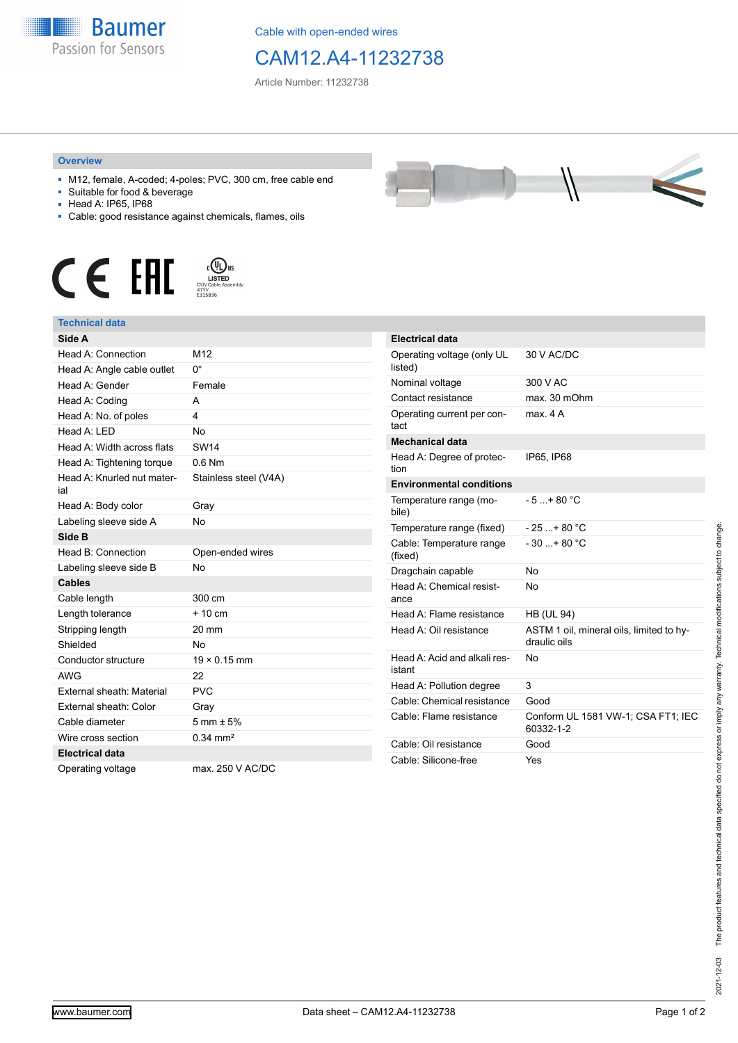Cable with open-ended wires

# CAM12.A4-11232738

Article Number: 11232738

## Overview

- M12, female, A-coded; 4-poles; PVC, 300 cm, free cable end
- Suitable for food & beverage
- Head A: IP65, IP68
- Cable: good resistance against chemicals, flames, oils

CE EAC cULus LISTED CYJV Cable Assembly 47YV E315836

## Technical data

| Side A | |
|---|---|
| Head A: Connection | M12 |
| Head A: Angle cable outlet | 0° |
| Head A: Gender | Female |
| Head A: Coding | A |
| Head A: No. of poles | 4 |
| Head A: LED | No |
| Head A: Width across flats | SW14 |
| Head A: Tightening torque | 0.6 Nm |
| Head A: Knurled nut material | Stainless steel (V4A) |
| Head A: Body color | Gray |
| Labeling sleeve side A | No |
| **Side B** | |
| Head B: Connection | Open-ended wires |
| Labeling sleeve side B | No |
| **Cables** | |
| Cable length | 300 cm |
| Length tolerance | + 10 cm |
| Stripping length | 20 mm |
| Shielded | No |
| Conductor structure | 19 × 0.15 mm |
| AWG | 22 |
| External sheath: Material | PVC |
| External sheath: Color | Gray |
| Cable diameter | 5 mm ± 5% |
| Wire cross section | 0.34 mm² |
| **Electrical data** | |
| Operating voltage | max. 250 V AC/DC |

| Electrical data | |
|---|---|
| Operating voltage (only UL listed) | 30 V AC/DC |
| Nominal voltage | 300 V AC |
| Contact resistance | max. 30 mOhm |
| Operating current per contact | max. 4 A |
| **Mechanical data** | |
| Head A: Degree of protection | IP65, IP68 |
| **Environmental conditions** | |
| Temperature range (mobile) | - 5 ...+ 80 °C |
| Temperature range (fixed) | - 25 ...+ 80 °C |
| Cable: Temperature range (fixed) | - 30 ...+ 80 °C |
| Dragchain capable | No |
| Head A: Chemical resistance | No |
| Head A: Flame resistance | HB (UL 94) |
| Head A: Oil resistance | ASTM 1 oil, mineral oils, limited to hydraulic oils |
| Head A: Acid and alkali resistant | No |
| Head A: Pollution degree | 3 |
| Cable: Chemical resistance | Good |
| Cable: Flame resistance | Conform UL 1581 VW-1; CSA FT1; IEC 60332-1-2 |
| Cable: Oil resistance | Good |
| Cable: Silicone-free | Yes |

2021-12-03 The product features and technical data specified do not express or imply any warranty. Technical modifications subject to change.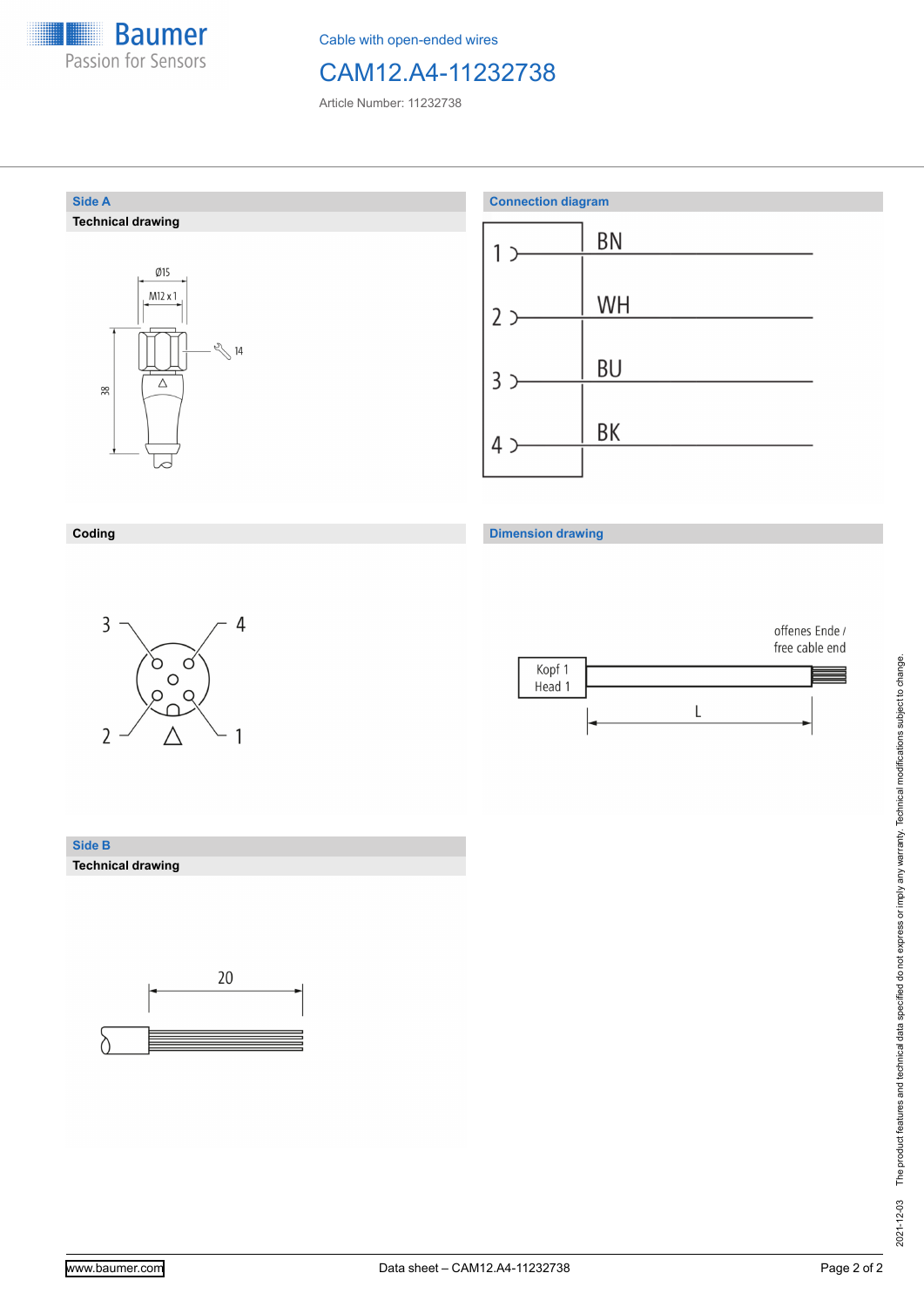Cable with open-ended wires

# CAM12.A4-11232738

Article Number: 11232738

## Side A

### Technical drawing

Ø15

M12 x 1

14

38

## Connection diagram

1 BN

2 WH

3 BU

4 BK

### Coding

3 4

2 1

## Dimension drawing

offenes Ende / free cable end

Kopf 1 Head 1

L

## Side B

### Technical drawing

20

2021-12-03 The product features and technical data specified do not express or imply any warranty. Technical modifications subject to change.

www.baumer.com Data sheet – CAM12.A4-11232738